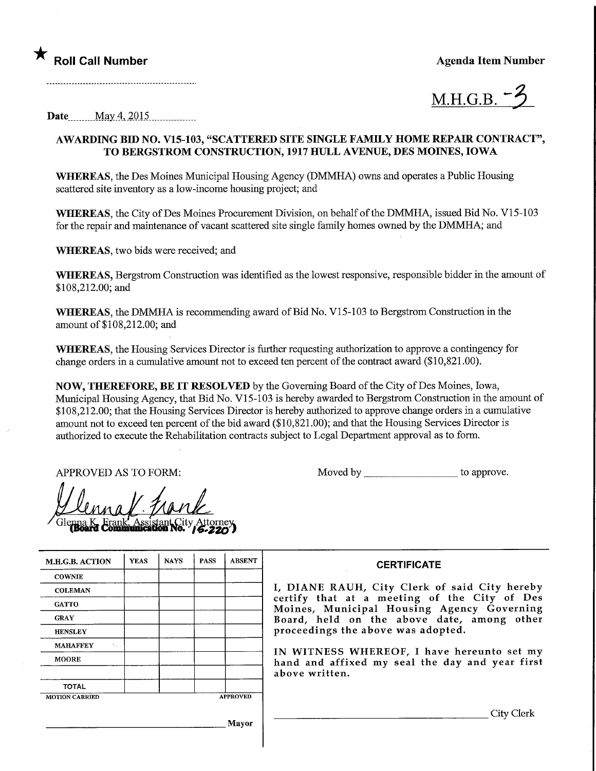★ **Roll Call Number**

**Agenda Item Number**

M.H.G.B. -3

Date May 4, 2015

**AWARDING BID NO. V15-103, "SCATTERED SITE SINGLE FAMILY HOME REPAIR CONTRACT", TO BERGSTROM CONSTRUCTION, 1917 HULL AVENUE, DES MOINES, IOWA**

**WHEREAS**, the Des Moines Municipal Housing Agency (DMMHA) owns and operates a Public Housing scattered site inventory as a low-income housing project; and

**WHEREAS**, the City of Des Moines Procurement Division, on behalf of the DMMHA, issued Bid No. V15-103 for the repair and maintenance of vacant scattered site single family homes owned by the DMMHA; and

**WHEREAS**, two bids were received; and

**WHEREAS**, Bergstrom Construction was identified as the lowest responsive, responsible bidder in the amount of $108,212.00; and

**WHEREAS**, the DMMHA is recommending award of Bid No. V15-103 to Bergstrom Construction in the amount of $108,212.00; and

**WHEREAS**, the Housing Services Director is further requesting authorization to approve a contingency for change orders in a cumulative amount not to exceed ten percent of the contract award ($10,821.00).

**NOW, THEREFORE, BE IT RESOLVED** by the Governing Board of the City of Des Moines, Iowa, Municipal Housing Agency, that Bid No. V15-103 is hereby awarded to Bergstrom Construction in the amount of $108,212.00; that the Housing Services Director is hereby authorized to approve change orders in a cumulative amount not to exceed ten percent of the bid award ($10,821.00); and that the Housing Services Director is authorized to execute the Rehabilitation contracts subject to Legal Department approval as to form.

APPROVED AS TO FORM:

Glenna K. Frank, Assistant City Attorney
**(Board Communication No. 16-220)**

Moved by ________________ to approve.

| M.H.G.B. ACTION | YEAS | NAYS | PASS | ABSENT |
|---|---|---|---|---|
| COWNIE | | | | |
| COLEMAN | | | | |
| GATTO | | | | |
| GRAY | | | | |
| HENSLEY | | | | |
| MAHAFFEY | | | | |
| MOORE | | | | |
| | | | | |
| TOTAL | | | | |

MOTION CARRIED APPROVED

________________________ Mayor

**CERTIFICATE**

I, DIANE RAUH, City Clerk of said City hereby certify that at a meeting of the City of Des Moines, Municipal Housing Agency Governing Board, held on the above date, among other proceedings the above was adopted.

IN WITNESS WHEREOF, I have hereunto set my hand and affixed my seal the day and year first above written.

________________________ City Clerk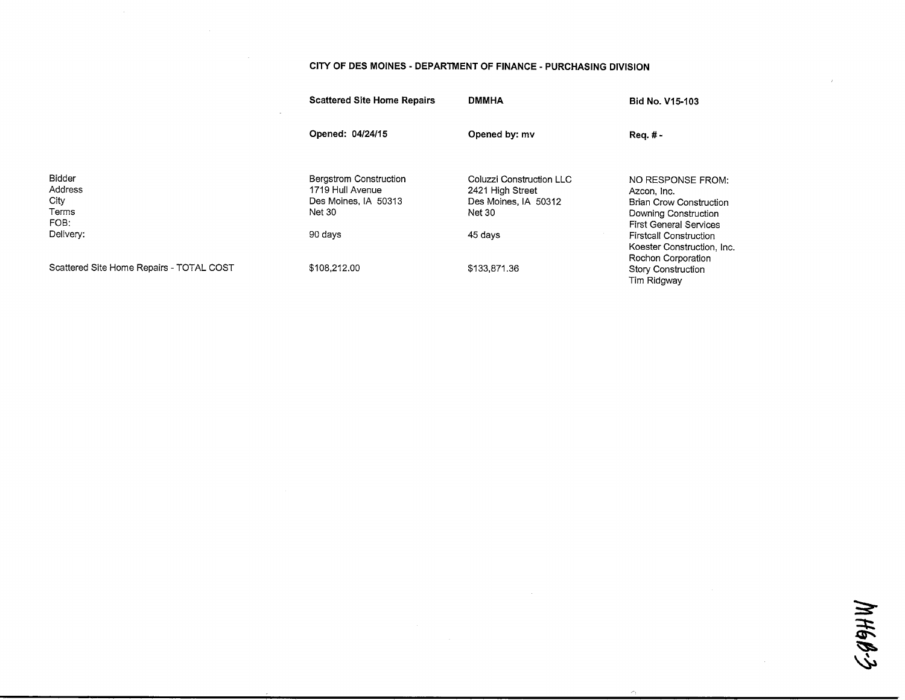# CITY OF DES MOINES - DEPARTMENT OF FINANCE - PURCHASING DIVISION

| | | | |
|---|---|---|---|
| | **Scattered Site Home Repairs** | **DMMHA** | **Bid No. V15-103** |
| | **Opened: 04/24/15** | **Opened by: mv** | **Req. # -** |
| Bidder | Bergstrom Construction | Coluzzi Construction LLC | NO RESPONSE FROM: |
| Address | 1719 Hull Avenue | 2421 High Street | Azcon, Inc. |
| City | Des Moines, IA 50313 | Des Moines, IA 50312 | Brian Crow Construction |
| Terms | Net 30 | Net 30 | Downing Construction |
| FOB: | | | First General Services |
| Delivery: | 90 days | 45 days | Firstcall Construction |
| | | | Koester Construction, Inc. |
| | | | Rochon Corporation |
| Scattered Site Home Repairs - TOTAL COST | $108,212.00 | $133,871.36 | Story Construction |
| | | | Tim Ridgway |

MH6B-3